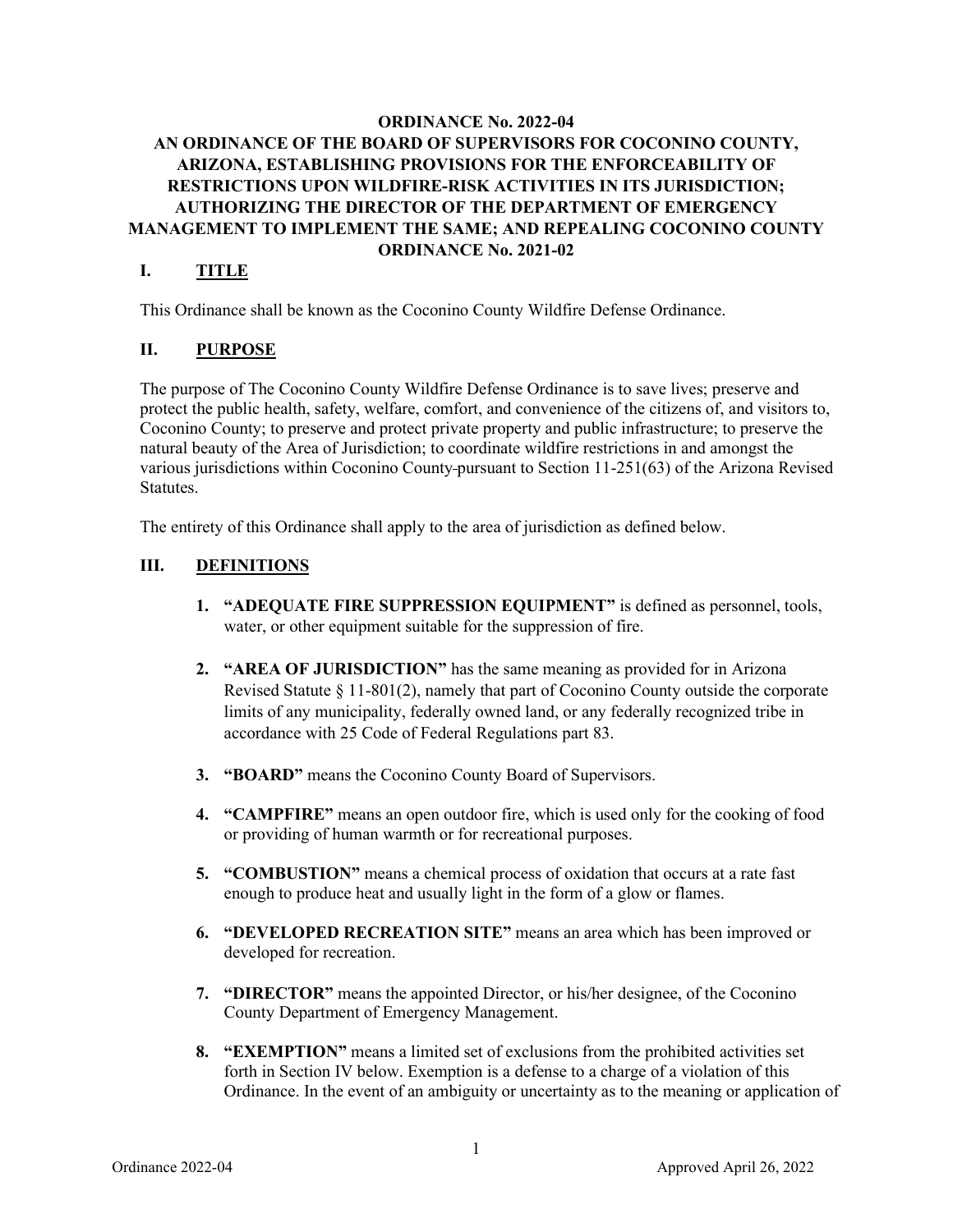# ORDINANCE No. 2022-04

# AN ORDINANCE OF THE BOARD OF SUPERVISORS FOR COCONINO COUNTY, ARIZONA, ESTABLISHING PROVISIONS FOR THE ENFORCEABILITY OF RESTRICTIONS UPON WILDFIRE-RISK ACTIVITIES IN ITS JURISDICTION; AUTHORIZING THE DIRECTOR OF THE DEPARTMENT OF EMERGENCY MANAGEMENT TO IMPLEMENT THE SAME; AND REPEALING COCONINO COUNTY ORDINANCE No. 2021-02

## I. TITLE

This Ordinance shall be known as the Coconino County Wildfire Defense Ordinance.

## II. PURPOSE

The purpose of The Coconino County Wildfire Defense Ordinance is to save lives; preserve and protect the public health, safety, welfare, comfort, and convenience of the citizens of, and visitors to, Coconino County; to preserve and protect private property and public infrastructure; to preserve the natural beauty of the Area of Jurisdiction; to coordinate wildfire restrictions in and amongst the various jurisdictions within Coconino County pursuant to Section 11-251(63) of the Arizona Revised Statutes.

The entirety of this Ordinance shall apply to the area of jurisdiction as defined below.

## III. DEFINITIONS

1. **"ADEQUATE FIRE SUPPRESSION EQUIPMENT"** is defined as personnel, tools, water, or other equipment suitable for the suppression of fire.

2. **"AREA OF JURISDICTION"** has the same meaning as provided for in Arizona Revised Statute § 11-801(2), namely that part of Coconino County outside the corporate limits of any municipality, federally owned land, or any federally recognized tribe in accordance with 25 Code of Federal Regulations part 83.

3. **"BOARD"** means the Coconino County Board of Supervisors.

4. **"CAMPFIRE"** means an open outdoor fire, which is used only for the cooking of food or providing of human warmth or for recreational purposes.

5. **"COMBUSTION"** means a chemical process of oxidation that occurs at a rate fast enough to produce heat and usually light in the form of a glow or flames.

6. **"DEVELOPED RECREATION SITE"** means an area which has been improved or developed for recreation.

7. **"DIRECTOR"** means the appointed Director, or his/her designee, of the Coconino County Department of Emergency Management.

8. **"EXEMPTION"** means a limited set of exclusions from the prohibited activities set forth in Section IV below. Exemption is a defense to a charge of a violation of this Ordinance. In the event of an ambiguity or uncertainty as to the meaning or application of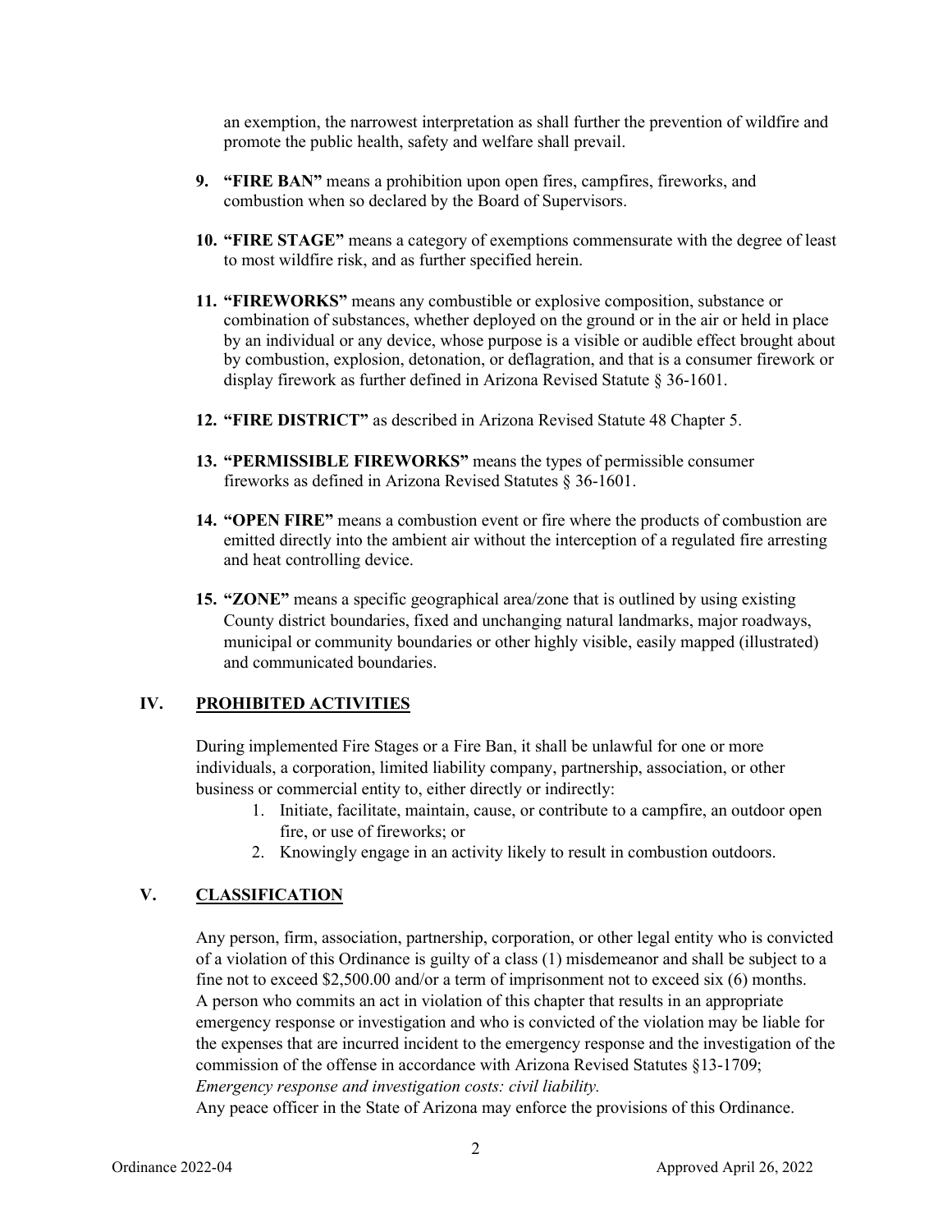an exemption, the narrowest interpretation as shall further the prevention of wildfire and promote the public health, safety and welfare shall prevail.

9. **"FIRE BAN"** means a prohibition upon open fires, campfires, fireworks, and combustion when so declared by the Board of Supervisors.

10. **"FIRE STAGE"** means a category of exemptions commensurate with the degree of least to most wildfire risk, and as further specified herein.

11. **"FIREWORKS"** means any combustible or explosive composition, substance or combination of substances, whether deployed on the ground or in the air or held in place by an individual or any device, whose purpose is a visible or audible effect brought about by combustion, explosion, detonation, or deflagration, and that is a consumer firework or display firework as further defined in Arizona Revised Statute § 36-1601.

12. **"FIRE DISTRICT"** as described in Arizona Revised Statute 48 Chapter 5.

13. **"PERMISSIBLE FIREWORKS"** means the types of permissible consumer fireworks as defined in Arizona Revised Statutes § 36-1601.

14. **"OPEN FIRE"** means a combustion event or fire where the products of combustion are emitted directly into the ambient air without the interception of a regulated fire arresting and heat controlling device.

15. **"ZONE"** means a specific geographical area/zone that is outlined by using existing County district boundaries, fixed and unchanging natural landmarks, major roadways, municipal or community boundaries or other highly visible, easily mapped (illustrated) and communicated boundaries.

## IV. PROHIBITED ACTIVITIES

During implemented Fire Stages or a Fire Ban, it shall be unlawful for one or more individuals, a corporation, limited liability company, partnership, association, or other business or commercial entity to, either directly or indirectly:

1. Initiate, facilitate, maintain, cause, or contribute to a campfire, an outdoor open fire, or use of fireworks; or
2. Knowingly engage in an activity likely to result in combustion outdoors.

## V. CLASSIFICATION

Any person, firm, association, partnership, corporation, or other legal entity who is convicted of a violation of this Ordinance is guilty of a class (1) misdemeanor and shall be subject to a fine not to exceed $2,500.00 and/or a term of imprisonment not to exceed six (6) months. A person who commits an act in violation of this chapter that results in an appropriate emergency response or investigation and who is convicted of the violation may be liable for the expenses that are incurred incident to the emergency response and the investigation of the commission of the offense in accordance with Arizona Revised Statutes §13-1709; *Emergency response and investigation costs: civil liability.*

Any peace officer in the State of Arizona may enforce the provisions of this Ordinance.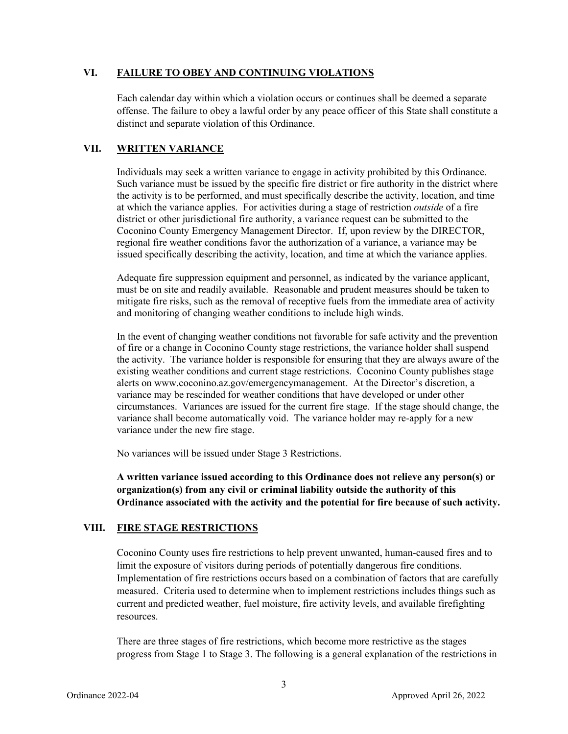## VI. FAILURE TO OBEY AND CONTINUING VIOLATIONS

Each calendar day within which a violation occurs or continues shall be deemed a separate offense. The failure to obey a lawful order by any peace officer of this State shall constitute a distinct and separate violation of this Ordinance.

## VII. WRITTEN VARIANCE

Individuals may seek a written variance to engage in activity prohibited by this Ordinance. Such variance must be issued by the specific fire district or fire authority in the district where the activity is to be performed, and must specifically describe the activity, location, and time at which the variance applies. For activities during a stage of restriction *outside* of a fire district or other jurisdictional fire authority, a variance request can be submitted to the Coconino County Emergency Management Director. If, upon review by the DIRECTOR, regional fire weather conditions favor the authorization of a variance, a variance may be issued specifically describing the activity, location, and time at which the variance applies.

Adequate fire suppression equipment and personnel, as indicated by the variance applicant, must be on site and readily available. Reasonable and prudent measures should be taken to mitigate fire risks, such as the removal of receptive fuels from the immediate area of activity and monitoring of changing weather conditions to include high winds.

In the event of changing weather conditions not favorable for safe activity and the prevention of fire or a change in Coconino County stage restrictions, the variance holder shall suspend the activity. The variance holder is responsible for ensuring that they are always aware of the existing weather conditions and current stage restrictions. Coconino County publishes stage alerts on www.coconino.az.gov/emergencymanagement. At the Director's discretion, a variance may be rescinded for weather conditions that have developed or under other circumstances. Variances are issued for the current fire stage. If the stage should change, the variance shall become automatically void. The variance holder may re-apply for a new variance under the new fire stage.

No variances will be issued under Stage 3 Restrictions.

**A written variance issued according to this Ordinance does not relieve any person(s) or organization(s) from any civil or criminal liability outside the authority of this Ordinance associated with the activity and the potential for fire because of such activity.**

## VIII. FIRE STAGE RESTRICTIONS

Coconino County uses fire restrictions to help prevent unwanted, human-caused fires and to limit the exposure of visitors during periods of potentially dangerous fire conditions. Implementation of fire restrictions occurs based on a combination of factors that are carefully measured. Criteria used to determine when to implement restrictions includes things such as current and predicted weather, fuel moisture, fire activity levels, and available firefighting resources.

There are three stages of fire restrictions, which become more restrictive as the stages progress from Stage 1 to Stage 3. The following is a general explanation of the restrictions in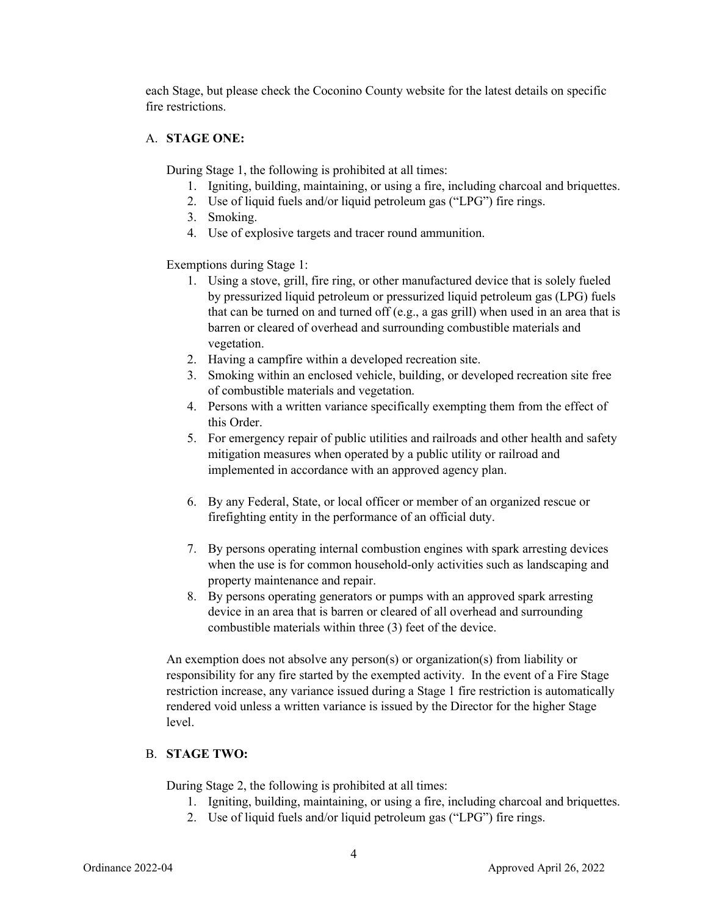each Stage, but please check the Coconino County website for the latest details on specific fire restrictions.

A. **STAGE ONE:**

During Stage 1, the following is prohibited at all times:

1. Igniting, building, maintaining, or using a fire, including charcoal and briquettes.
2. Use of liquid fuels and/or liquid petroleum gas ("LPG") fire rings.
3. Smoking.
4. Use of explosive targets and tracer round ammunition.

Exemptions during Stage 1:

1. Using a stove, grill, fire ring, or other manufactured device that is solely fueled by pressurized liquid petroleum or pressurized liquid petroleum gas (LPG) fuels that can be turned on and turned off (e.g., a gas grill) when used in an area that is barren or cleared of overhead and surrounding combustible materials and vegetation.
2. Having a campfire within a developed recreation site.
3. Smoking within an enclosed vehicle, building, or developed recreation site free of combustible materials and vegetation.
4. Persons with a written variance specifically exempting them from the effect of this Order.
5. For emergency repair of public utilities and railroads and other health and safety mitigation measures when operated by a public utility or railroad and implemented in accordance with an approved agency plan.
6. By any Federal, State, or local officer or member of an organized rescue or firefighting entity in the performance of an official duty.
7. By persons operating internal combustion engines with spark arresting devices when the use is for common household-only activities such as landscaping and property maintenance and repair.
8. By persons operating generators or pumps with an approved spark arresting device in an area that is barren or cleared of all overhead and surrounding combustible materials within three (3) feet of the device.

An exemption does not absolve any person(s) or organization(s) from liability or responsibility for any fire started by the exempted activity. In the event of a Fire Stage restriction increase, any variance issued during a Stage 1 fire restriction is automatically rendered void unless a written variance is issued by the Director for the higher Stage level.

B. **STAGE TWO:**

During Stage 2, the following is prohibited at all times:

1. Igniting, building, maintaining, or using a fire, including charcoal and briquettes.
2. Use of liquid fuels and/or liquid petroleum gas ("LPG") fire rings.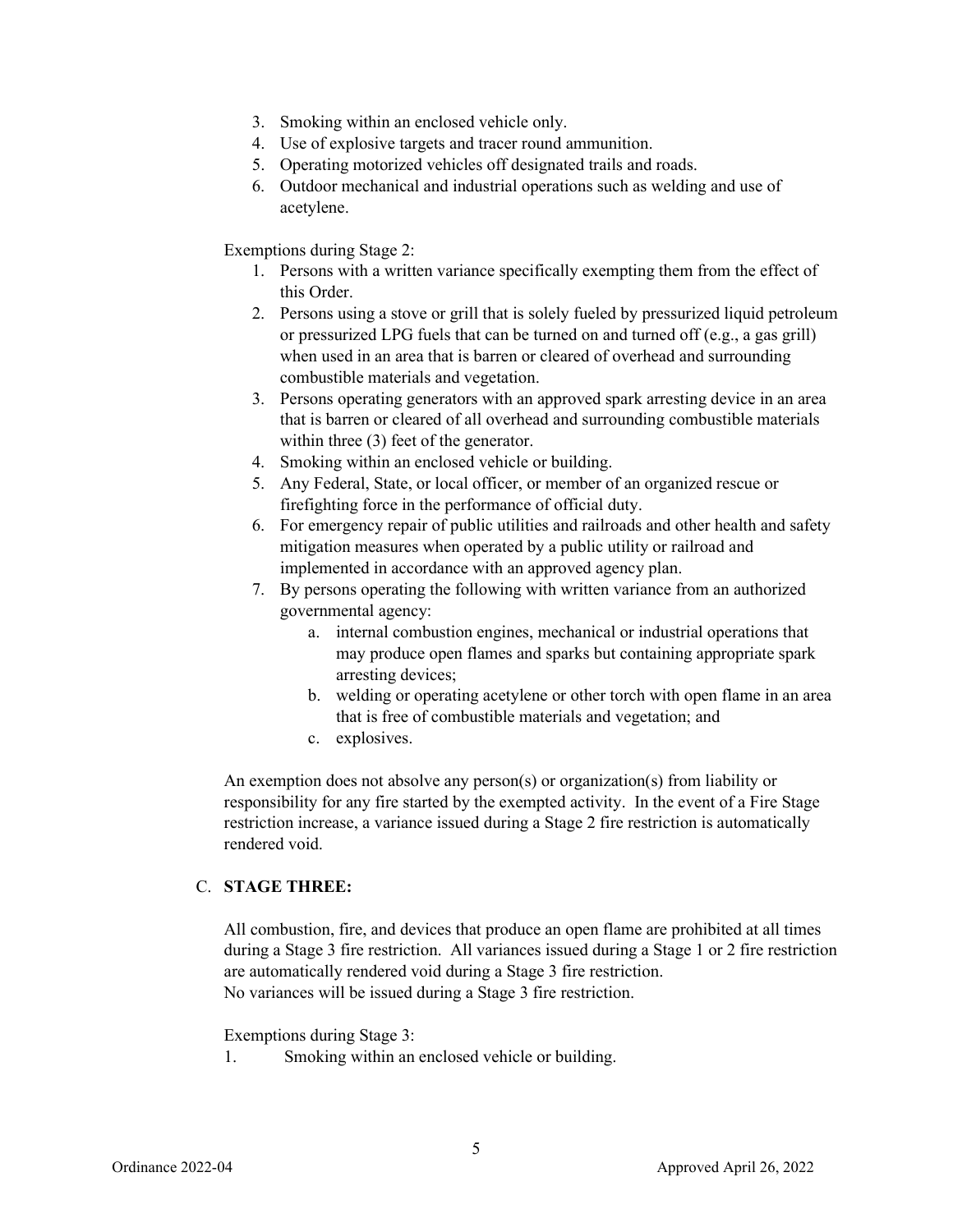3. Smoking within an enclosed vehicle only.
4. Use of explosive targets and tracer round ammunition.
5. Operating motorized vehicles off designated trails and roads.
6. Outdoor mechanical and industrial operations such as welding and use of acetylene.

Exemptions during Stage 2:

1. Persons with a written variance specifically exempting them from the effect of this Order.
2. Persons using a stove or grill that is solely fueled by pressurized liquid petroleum or pressurized LPG fuels that can be turned on and turned off (e.g., a gas grill) when used in an area that is barren or cleared of overhead and surrounding combustible materials and vegetation.
3. Persons operating generators with an approved spark arresting device in an area that is barren or cleared of all overhead and surrounding combustible materials within three (3) feet of the generator.
4. Smoking within an enclosed vehicle or building.
5. Any Federal, State, or local officer, or member of an organized rescue or firefighting force in the performance of official duty.
6. For emergency repair of public utilities and railroads and other health and safety mitigation measures when operated by a public utility or railroad and implemented in accordance with an approved agency plan.
7. By persons operating the following with written variance from an authorized governmental agency:
   a. internal combustion engines, mechanical or industrial operations that may produce open flames and sparks but containing appropriate spark arresting devices;
   b. welding or operating acetylene or other torch with open flame in an area that is free of combustible materials and vegetation; and
   c. explosives.

An exemption does not absolve any person(s) or organization(s) from liability or responsibility for any fire started by the exempted activity. In the event of a Fire Stage restriction increase, a variance issued during a Stage 2 fire restriction is automatically rendered void.

C. **STAGE THREE:**

All combustion, fire, and devices that produce an open flame are prohibited at all times during a Stage 3 fire restriction. All variances issued during a Stage 1 or 2 fire restriction are automatically rendered void during a Stage 3 fire restriction.
No variances will be issued during a Stage 3 fire restriction.

Exemptions during Stage 3:

1. Smoking within an enclosed vehicle or building.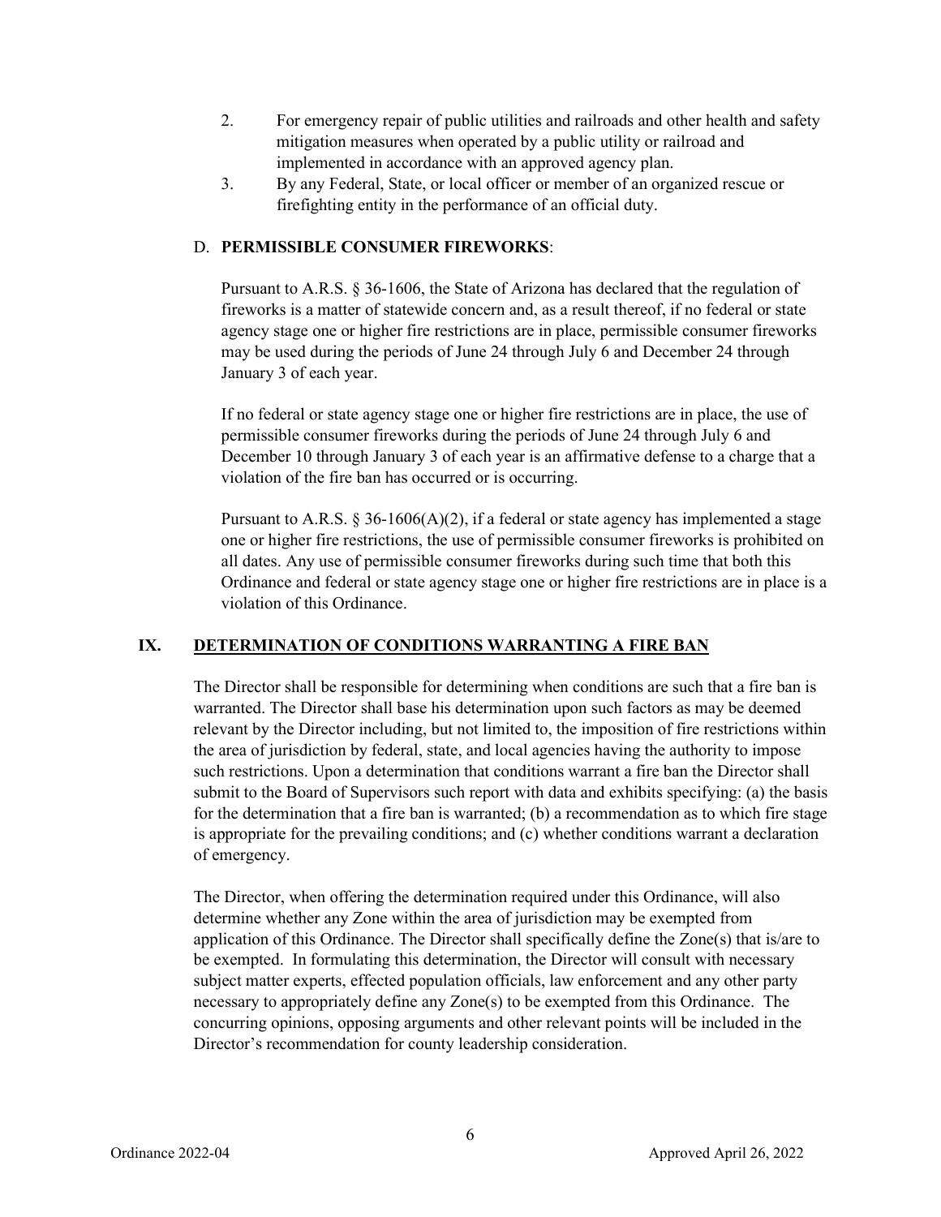2. For emergency repair of public utilities and railroads and other health and safety mitigation measures when operated by a public utility or railroad and implemented in accordance with an approved agency plan.
3. By any Federal, State, or local officer or member of an organized rescue or firefighting entity in the performance of an official duty.

D. **PERMISSIBLE CONSUMER FIREWORKS**:

Pursuant to A.R.S. § 36-1606, the State of Arizona has declared that the regulation of fireworks is a matter of statewide concern and, as a result thereof, if no federal or state agency stage one or higher fire restrictions are in place, permissible consumer fireworks may be used during the periods of June 24 through July 6 and December 24 through January 3 of each year.

If no federal or state agency stage one or higher fire restrictions are in place, the use of permissible consumer fireworks during the periods of June 24 through July 6 and December 10 through January 3 of each year is an affirmative defense to a charge that a violation of the fire ban has occurred or is occurring.

Pursuant to A.R.S. § 36-1606(A)(2), if a federal or state agency has implemented a stage one or higher fire restrictions, the use of permissible consumer fireworks is prohibited on all dates. Any use of permissible consumer fireworks during such time that both this Ordinance and federal or state agency stage one or higher fire restrictions are in place is a violation of this Ordinance.

## IX. DETERMINATION OF CONDITIONS WARRANTING A FIRE BAN

The Director shall be responsible for determining when conditions are such that a fire ban is warranted. The Director shall base his determination upon such factors as may be deemed relevant by the Director including, but not limited to, the imposition of fire restrictions within the area of jurisdiction by federal, state, and local agencies having the authority to impose such restrictions. Upon a determination that conditions warrant a fire ban the Director shall submit to the Board of Supervisors such report with data and exhibits specifying: (a) the basis for the determination that a fire ban is warranted; (b) a recommendation as to which fire stage is appropriate for the prevailing conditions; and (c) whether conditions warrant a declaration of emergency.

The Director, when offering the determination required under this Ordinance, will also determine whether any Zone within the area of jurisdiction may be exempted from application of this Ordinance. The Director shall specifically define the Zone(s) that is/are to be exempted. In formulating this determination, the Director will consult with necessary subject matter experts, effected population officials, law enforcement and any other party necessary to appropriately define any Zone(s) to be exempted from this Ordinance. The concurring opinions, opposing arguments and other relevant points will be included in the Director's recommendation for county leadership consideration.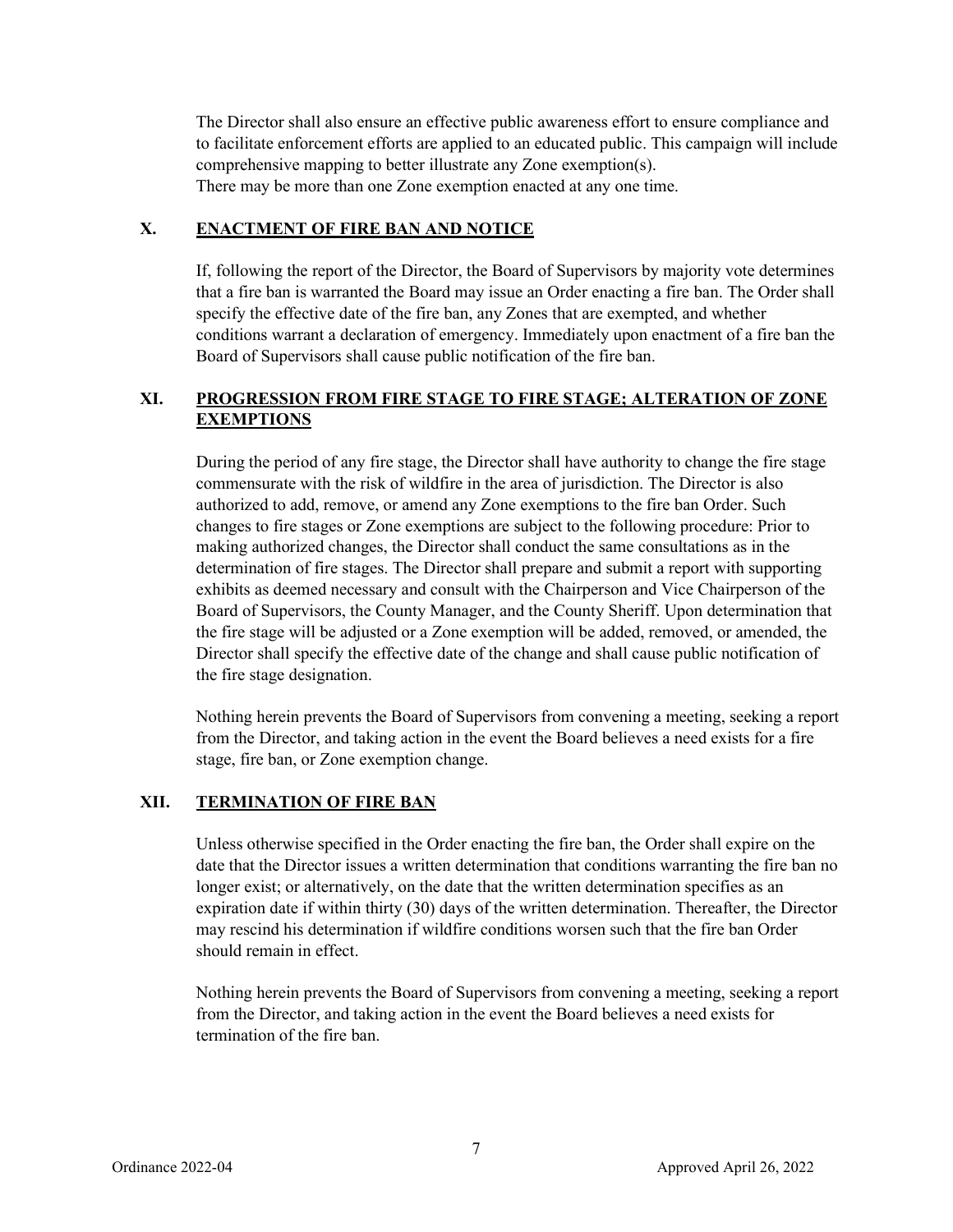The Director shall also ensure an effective public awareness effort to ensure compliance and to facilitate enforcement efforts are applied to an educated public. This campaign will include comprehensive mapping to better illustrate any Zone exemption(s).
There may be more than one Zone exemption enacted at any one time.

## X. ENACTMENT OF FIRE BAN AND NOTICE

If, following the report of the Director, the Board of Supervisors by majority vote determines that a fire ban is warranted the Board may issue an Order enacting a fire ban. The Order shall specify the effective date of the fire ban, any Zones that are exempted, and whether conditions warrant a declaration of emergency. Immediately upon enactment of a fire ban the Board of Supervisors shall cause public notification of the fire ban.

## XI. PROGRESSION FROM FIRE STAGE TO FIRE STAGE; ALTERATION OF ZONE EXEMPTIONS

During the period of any fire stage, the Director shall have authority to change the fire stage commensurate with the risk of wildfire in the area of jurisdiction. The Director is also authorized to add, remove, or amend any Zone exemptions to the fire ban Order. Such changes to fire stages or Zone exemptions are subject to the following procedure: Prior to making authorized changes, the Director shall conduct the same consultations as in the determination of fire stages. The Director shall prepare and submit a report with supporting exhibits as deemed necessary and consult with the Chairperson and Vice Chairperson of the Board of Supervisors, the County Manager, and the County Sheriff. Upon determination that the fire stage will be adjusted or a Zone exemption will be added, removed, or amended, the Director shall specify the effective date of the change and shall cause public notification of the fire stage designation.

Nothing herein prevents the Board of Supervisors from convening a meeting, seeking a report from the Director, and taking action in the event the Board believes a need exists for a fire stage, fire ban, or Zone exemption change.

## XII. TERMINATION OF FIRE BAN

Unless otherwise specified in the Order enacting the fire ban, the Order shall expire on the date that the Director issues a written determination that conditions warranting the fire ban no longer exist; or alternatively, on the date that the written determination specifies as an expiration date if within thirty (30) days of the written determination. Thereafter, the Director may rescind his determination if wildfire conditions worsen such that the fire ban Order should remain in effect.

Nothing herein prevents the Board of Supervisors from convening a meeting, seeking a report from the Director, and taking action in the event the Board believes a need exists for termination of the fire ban.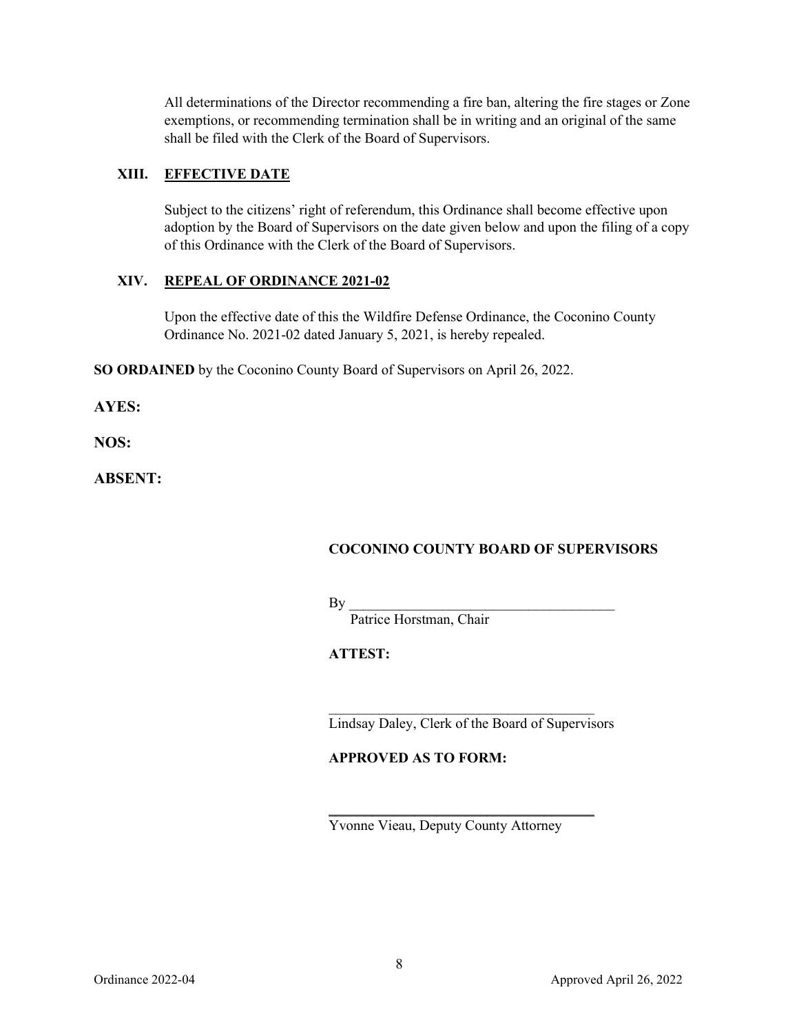All determinations of the Director recommending a fire ban, altering the fire stages or Zone exemptions, or recommending termination shall be in writing and an original of the same shall be filed with the Clerk of the Board of Supervisors.

## XIII. EFFECTIVE DATE

Subject to the citizens' right of referendum, this Ordinance shall become effective upon adoption by the Board of Supervisors on the date given below and upon the filing of a copy of this Ordinance with the Clerk of the Board of Supervisors.

## XIV. REPEAL OF ORDINANCE 2021-02

Upon the effective date of this the Wildfire Defense Ordinance, the Coconino County Ordinance No. 2021-02 dated January 5, 2021, is hereby repealed.

**SO ORDAINED** by the Coconino County Board of Supervisors on April 26, 2022.

**AYES:**

**NOS:**

**ABSENT:**

**COCONINO COUNTY BOARD OF SUPERVISORS**

By ______________________________________
Patrice Horstman, Chair

**ATTEST:**

______________________________________
Lindsay Daley, Clerk of the Board of Supervisors

**APPROVED AS TO FORM:**

______________________________________
Yvonne Vieau, Deputy County Attorney

Ordinance 2022-04 Approved April 26, 2022